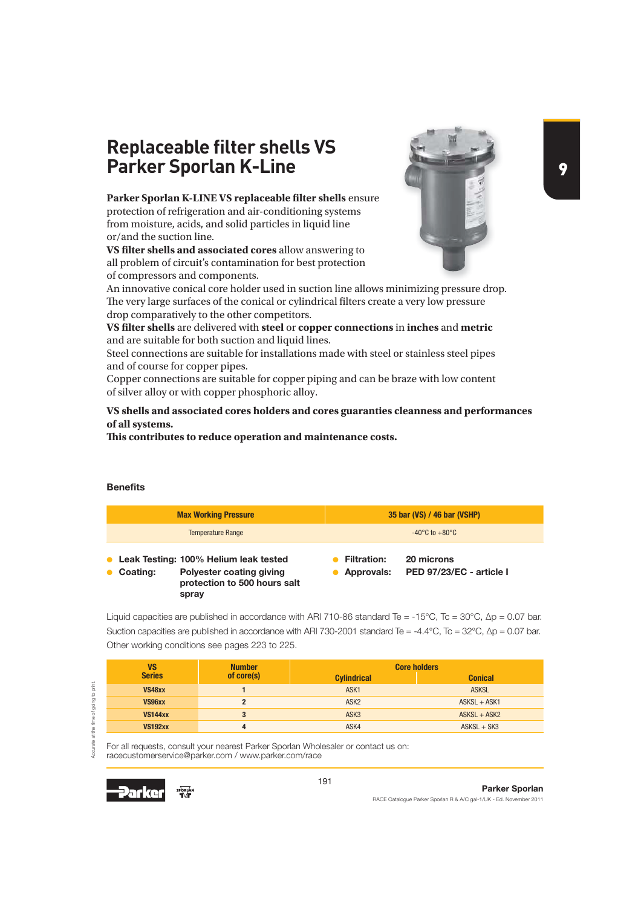# Replaceable filter shells VS Parker Sporlan K-Line

**Parker Sporlan K-LINE VS replaceable filter shells** ensure protection of refrigeration and air-conditioning systems from moisture, acids, and solid particles in liquid line or/and the suction line.

**VS filter shells and associated cores** allow answering to all problem of circuit's contamination for best protection of compressors and components.

An innovative conical core holder used in suction line allows minimizing pressure drop. The very large surfaces of the conical or cylindrical filters create a very low pressure drop comparatively to the other competitors.

**VS filter shells** are delivered with **steel** or **copper connections** in **inches** and **metric** and are suitable for both suction and liquid lines.

Steel connections are suitable for installations made with steel or stainless steel pipes and of course for copper pipes.

Copper connections are suitable for copper piping and can be braze with low content of silver alloy or with copper phosphoric alloy.

**VS shells and associated cores holders and cores guaranties cleanness and performances of all systems.**

**This contributes to reduce operation and maintenance costs.**

## Benefits

| Max Working Pressure | 35 bar (VS) / 46 bar (VSHP) |
|---|---|
| Temperature Range | -40°C to +80°C |

- **Leak Testing: 100% Helium leak tested**
- **Coating: Polyester coating giving protection to 500 hours salt spray**
- **Filtration: 20 microns**
- **Approvals: PED 97/23/EC - article I**

Liquid capacities are published in accordance with ARI 710-86 standard Te = -15°C, Tc = 30°C, Δp = 0.07 bar.

Suction capacities are published in accordance with ARI 730-2001 standard Te = -4.4°C, Tc = 32°C, Δp = 0.07 bar.

Other working conditions see pages 223 to 225.

| VS Series | Number of core(s) | Core holders | |
|---|---|---|---|
| | | Cylindrical | Conical |
| VS48xx | 1 | ASK1 | ASKSL |
| VS96xx | 2 | ASK2 | ASKSL + ASK1 |
| VS144xx | 3 | ASK3 | ASKSL + ASK2 |
| VS192xx | 4 | ASK4 | ASKSL + SK3 |

For all requests, consult your nearest Parker Sporlan Wholesaler or contact us on: racecustomerservice@parker.com / www.parker.com/race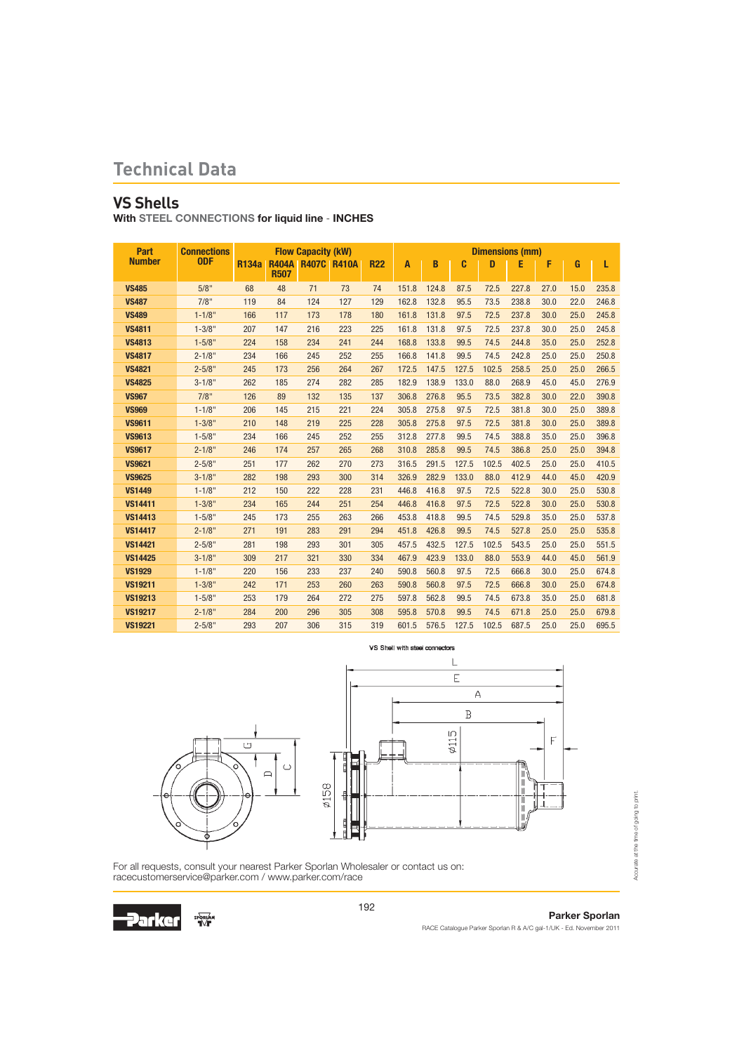# Technical Data

## VS Shells

**With STEEL CONNECTIONS for liquid line - INCHES**

| Part Number | Connections ODF | Flow Capacity (kW) | | | | | Dimensions (mm) | | | | | | | |
|---|---|---|---|---|---|---|---|---|---|---|---|---|---|---|
| | | R134a | R404A R507 | R407C | R410A | R22 | A | B | C | D | E | F | G | L |
| **VS485** | 5/8" | 68 | 48 | 71 | 73 | 74 | 151.8 | 124.8 | 87.5 | 72.5 | 227.8 | 27.0 | 15.0 | 235.8 |
| **VS487** | 7/8" | 119 | 84 | 124 | 127 | 129 | 162.8 | 132.8 | 95.5 | 73.5 | 238.8 | 30.0 | 22.0 | 246.8 |
| **VS489** | 1-1/8" | 166 | 117 | 173 | 178 | 180 | 161.8 | 131.8 | 97.5 | 72.5 | 237.8 | 30.0 | 25.0 | 245.8 |
| **VS4811** | 1-3/8" | 207 | 147 | 216 | 223 | 225 | 161.8 | 131.8 | 97.5 | 72.5 | 237.8 | 30.0 | 25.0 | 245.8 |
| **VS4813** | 1-5/8" | 224 | 158 | 234 | 241 | 244 | 168.8 | 133.8 | 99.5 | 74.5 | 244.8 | 35.0 | 25.0 | 252.8 |
| **VS4817** | 2-1/8" | 234 | 166 | 245 | 252 | 255 | 166.8 | 141.8 | 99.5 | 74.5 | 242.8 | 25.0 | 25.0 | 250.8 |
| **VS4821** | 2-5/8" | 245 | 173 | 256 | 264 | 267 | 172.5 | 147.5 | 127.5 | 102.5 | 258.5 | 25.0 | 25.0 | 266.5 |
| **VS4825** | 3-1/8" | 262 | 185 | 274 | 282 | 285 | 182.9 | 138.9 | 133.0 | 88.0 | 268.9 | 45.0 | 45.0 | 276.9 |
| **VS967** | 7/8" | 126 | 89 | 132 | 135 | 137 | 306.8 | 276.8 | 95.5 | 73.5 | 382.8 | 30.0 | 22.0 | 390.8 |
| **VS969** | 1-1/8" | 206 | 145 | 215 | 221 | 224 | 305.8 | 275.8 | 97.5 | 72.5 | 381.8 | 30.0 | 25.0 | 389.8 |
| **VS9611** | 1-3/8" | 210 | 148 | 219 | 225 | 228 | 305.8 | 275.8 | 97.5 | 72.5 | 381.8 | 30.0 | 25.0 | 389.8 |
| **VS9613** | 1-5/8" | 234 | 166 | 245 | 252 | 255 | 312.8 | 277.8 | 99.5 | 74.5 | 388.8 | 35.0 | 25.0 | 396.8 |
| **VS9617** | 2-1/8" | 246 | 174 | 257 | 265 | 268 | 310.8 | 285.8 | 99.5 | 74.5 | 386.8 | 25.0 | 25.0 | 394.8 |
| **VS9621** | 2-5/8" | 251 | 177 | 262 | 270 | 273 | 316.5 | 291.5 | 127.5 | 102.5 | 402.5 | 25.0 | 25.0 | 410.5 |
| **VS9625** | 3-1/8" | 282 | 198 | 293 | 300 | 314 | 326.9 | 282.9 | 133.0 | 88.0 | 412.9 | 44.0 | 45.0 | 420.9 |
| **VS1449** | 1-1/8" | 212 | 150 | 222 | 228 | 231 | 446.8 | 416.8 | 97.5 | 72.5 | 522.8 | 30.0 | 25.0 | 530.8 |
| **VS14411** | 1-3/8" | 234 | 165 | 244 | 251 | 254 | 446.8 | 416.8 | 97.5 | 72.5 | 522.8 | 30.0 | 25.0 | 530.8 |
| **VS14413** | 1-5/8" | 245 | 173 | 255 | 263 | 266 | 453.8 | 418.8 | 99.5 | 74.5 | 529.8 | 35.0 | 25.0 | 537.8 |
| **VS14417** | 2-1/8" | 271 | 191 | 283 | 291 | 294 | 451.8 | 426.8 | 99.5 | 74.5 | 527.8 | 25.0 | 25.0 | 535.8 |
| **VS14421** | 2-5/8" | 281 | 198 | 293 | 301 | 305 | 457.5 | 432.5 | 127.5 | 102.5 | 543.5 | 25.0 | 25.0 | 551.5 |
| **VS14425** | 3-1/8" | 309 | 217 | 321 | 330 | 334 | 467.9 | 423.9 | 133.0 | 88.0 | 553.9 | 44.0 | 45.0 | 561.9 |
| **VS1929** | 1-1/8" | 220 | 156 | 233 | 237 | 240 | 590.8 | 560.8 | 97.5 | 72.5 | 666.8 | 30.0 | 25.0 | 674.8 |
| **VS19211** | 1-3/8" | 242 | 171 | 253 | 260 | 263 | 590.8 | 560.8 | 97.5 | 72.5 | 666.8 | 30.0 | 25.0 | 674.8 |
| **VS19213** | 1-5/8" | 253 | 179 | 264 | 272 | 275 | 597.8 | 562.8 | 99.5 | 74.5 | 673.8 | 35.0 | 25.0 | 681.8 |
| **VS19217** | 2-1/8" | 284 | 200 | 296 | 305 | 308 | 595.8 | 570.8 | 99.5 | 74.5 | 671.8 | 25.0 | 25.0 | 679.8 |
| **VS19221** | 2-5/8" | 293 | 207 | 306 | 315 | 319 | 601.5 | 576.5 | 127.5 | 102.5 | 687.5 | 25.0 | 25.0 | 695.5 |

VS Shell with steel connectors

For all requests, consult your nearest Parker Sporlan Wholesaler or contact us on:
racecustomerservice@parker.com / www.parker.com/race

Accurate at the time of going to print.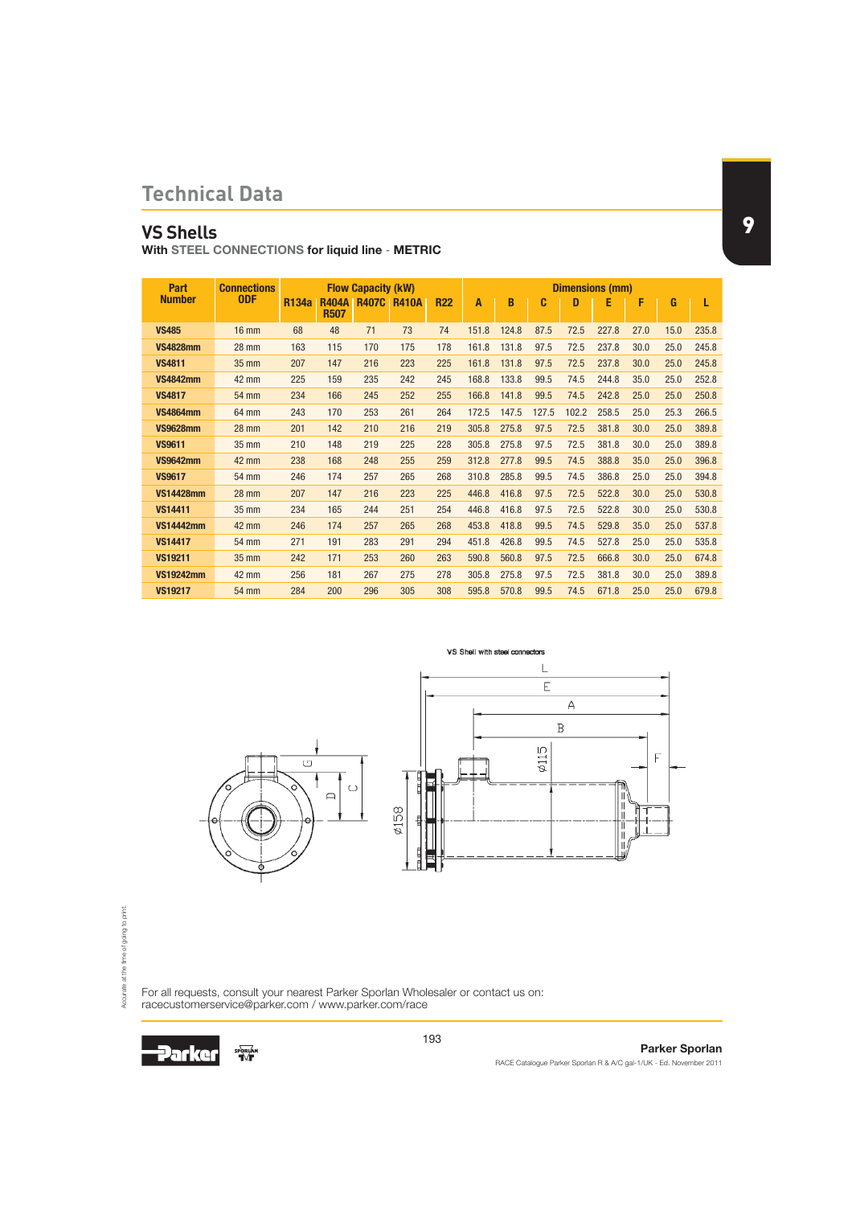# Technical Data

## VS Shells

**With STEEL CONNECTIONS for liquid line - METRIC**

| Part Number | Connections ODF | Flow Capacity (kW) | | | | | Dimensions (mm) | | | | | | | |
|---|---|---|---|---|---|---|---|---|---|---|---|---|---|---|
| | | R134a | R404A R507 | R407C | R410A | R22 | A | B | C | D | E | F | G | L |
| **VS485** | 16 mm | 68 | 48 | 71 | 73 | 74 | 151.8 | 124.8 | 87.5 | 72.5 | 227.8 | 27.0 | 15.0 | 235.8 |
| **VS4828mm** | 28 mm | 163 | 115 | 170 | 175 | 178 | 161.8 | 131.8 | 97.5 | 72.5 | 237.8 | 30.0 | 25.0 | 245.8 |
| **VS4811** | 35 mm | 207 | 147 | 216 | 223 | 225 | 161.8 | 131.8 | 97.5 | 72.5 | 237.8 | 30.0 | 25.0 | 245.8 |
| **VS4842mm** | 42 mm | 225 | 159 | 235 | 242 | 245 | 168.8 | 133.8 | 99.5 | 74.5 | 244.8 | 35.0 | 25.0 | 252.8 |
| **VS4817** | 54 mm | 234 | 166 | 245 | 252 | 255 | 166.8 | 141.8 | 99.5 | 74.5 | 242.8 | 25.0 | 25.0 | 250.8 |
| **VS4864mm** | 64 mm | 243 | 170 | 253 | 261 | 264 | 172.5 | 147.5 | 127.5 | 102.2 | 258.5 | 25.0 | 25.3 | 266.5 |
| **VS9628mm** | 28 mm | 201 | 142 | 210 | 216 | 219 | 305.8 | 275.8 | 97.5 | 72.5 | 381.8 | 30.0 | 25.0 | 389.8 |
| **VS9611** | 35 mm | 210 | 148 | 219 | 225 | 228 | 305.8 | 275.8 | 97.5 | 72.5 | 381.8 | 30.0 | 25.0 | 389.8 |
| **VS9642mm** | 42 mm | 238 | 168 | 248 | 255 | 259 | 312.8 | 277.8 | 99.5 | 74.5 | 388.8 | 35.0 | 25.0 | 396.8 |
| **VS9617** | 54 mm | 246 | 174 | 257 | 265 | 268 | 310.8 | 285.8 | 99.5 | 74.5 | 386.8 | 25.0 | 25.0 | 394.8 |
| **VS14428mm** | 28 mm | 207 | 147 | 216 | 223 | 225 | 446.8 | 416.8 | 97.5 | 72.5 | 522.8 | 30.0 | 25.0 | 530.8 |
| **VS14411** | 35 mm | 234 | 165 | 244 | 251 | 254 | 446.8 | 416.8 | 97.5 | 72.5 | 522.8 | 30.0 | 25.0 | 530.8 |
| **VS14442mm** | 42 mm | 246 | 174 | 257 | 265 | 268 | 453.8 | 418.8 | 99.5 | 74.5 | 529.8 | 35.0 | 25.0 | 537.8 |
| **VS14417** | 54 mm | 271 | 191 | 283 | 291 | 294 | 451.8 | 426.8 | 99.5 | 74.5 | 527.8 | 25.0 | 25.0 | 535.8 |
| **VS19211** | 35 mm | 242 | 171 | 253 | 260 | 263 | 590.8 | 560.8 | 97.5 | 72.5 | 666.8 | 30.0 | 25.0 | 674.8 |
| **VS19242mm** | 42 mm | 256 | 181 | 267 | 275 | 278 | 305.8 | 275.8 | 97.5 | 72.5 | 381.8 | 30.0 | 25.0 | 389.8 |
| **VS19217** | 54 mm | 284 | 200 | 296 | 305 | 308 | 595.8 | 570.8 | 99.5 | 74.5 | 671.8 | 25.0 | 25.0 | 679.8 |

VS Shell with steel connectors

For all requests, consult your nearest Parker Sporlan Wholesaler or contact us on:
racecustomerservice@parker.com / www.parker.com/race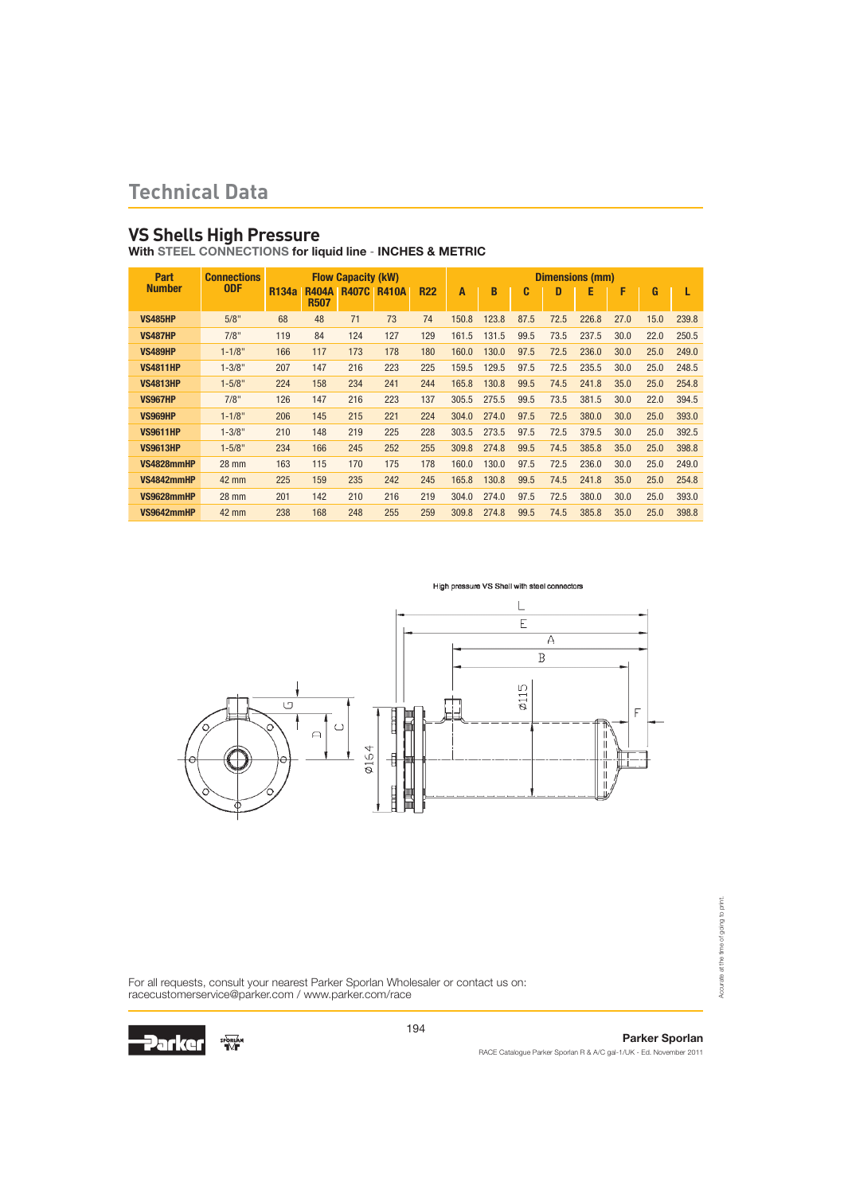# Technical Data

## VS Shells High Pressure

**With STEEL CONNECTIONS for liquid line - INCHES & METRIC**

| Part Number | Connections ODF | Flow Capacity (kW) | | | | | Dimensions (mm) | | | | | | | |
|---|---|---|---|---|---|---|---|---|---|---|---|---|---|---|
| | | R134a | R404A R507 | R407C | R410A | R22 | A | B | C | D | E | F | G | L |
| **VS485HP** | 5/8" | 68 | 48 | 71 | 73 | 74 | 150.8 | 123.8 | 87.5 | 72.5 | 226.8 | 27.0 | 15.0 | 239.8 |
| **VS487HP** | 7/8" | 119 | 84 | 124 | 127 | 129 | 161.5 | 131.5 | 99.5 | 73.5 | 237.5 | 30.0 | 22.0 | 250.5 |
| **VS489HP** | 1-1/8" | 166 | 117 | 173 | 178 | 180 | 160.0 | 130.0 | 97.5 | 72.5 | 236.0 | 30.0 | 25.0 | 249.0 |
| **VS4811HP** | 1-3/8" | 207 | 147 | 216 | 223 | 225 | 159.5 | 129.5 | 97.5 | 72.5 | 235.5 | 30.0 | 25.0 | 248.5 |
| **VS4813HP** | 1-5/8" | 224 | 158 | 234 | 241 | 244 | 165.8 | 130.8 | 99.5 | 74.5 | 241.8 | 35.0 | 25.0 | 254.8 |
| **VS967HP** | 7/8" | 126 | 147 | 216 | 223 | 137 | 305.5 | 275.5 | 99.5 | 73.5 | 381.5 | 30.0 | 22.0 | 394.5 |
| **VS969HP** | 1-1/8" | 206 | 145 | 215 | 221 | 224 | 304.0 | 274.0 | 97.5 | 72.5 | 380.0 | 30.0 | 25.0 | 393.0 |
| **VS9611HP** | 1-3/8" | 210 | 148 | 219 | 225 | 228 | 303.5 | 273.5 | 97.5 | 72.5 | 379.5 | 30.0 | 25.0 | 392.5 |
| **VS9613HP** | 1-5/8" | 234 | 166 | 245 | 252 | 255 | 309.8 | 274.8 | 99.5 | 74.5 | 385.8 | 35.0 | 25.0 | 398.8 |
| **VS4828mmHP** | 28 mm | 163 | 115 | 170 | 175 | 178 | 160.0 | 130.0 | 97.5 | 72.5 | 236.0 | 30.0 | 25.0 | 249.0 |
| **VS4842mmHP** | 42 mm | 225 | 159 | 235 | 242 | 245 | 165.8 | 130.8 | 99.5 | 74.5 | 241.8 | 35.0 | 25.0 | 254.8 |
| **VS9628mmHP** | 28 mm | 201 | 142 | 210 | 216 | 219 | 304.0 | 274.0 | 97.5 | 72.5 | 380.0 | 30.0 | 25.0 | 393.0 |
| **VS9642mmHP** | 42 mm | 238 | 168 | 248 | 255 | 259 | 309.8 | 274.8 | 99.5 | 74.5 | 385.8 | 35.0 | 25.0 | 398.8 |

High pressure VS Shell with steel connectors

For all requests, consult your nearest Parker Sporlan Wholesaler or contact us on:
racecustomerservice@parker.com / www.parker.com/race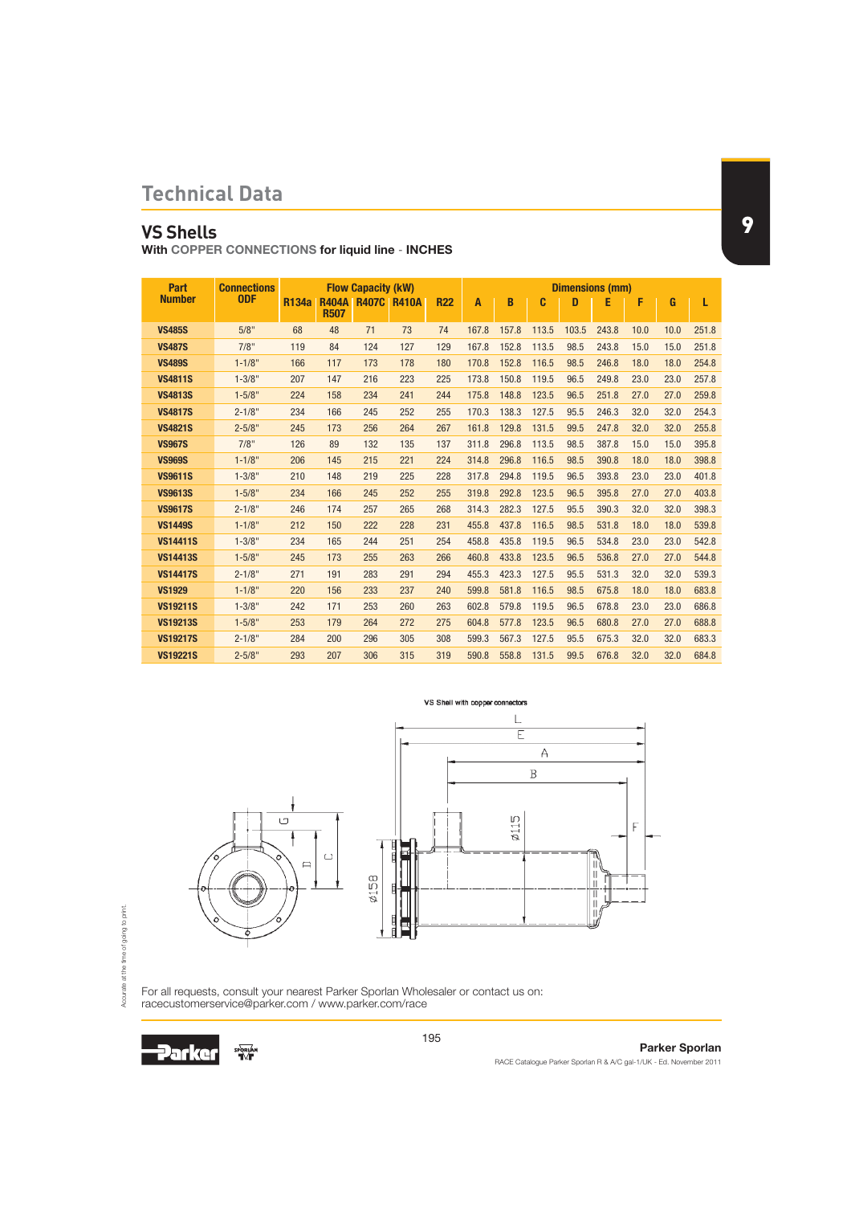# Technical Data

## VS Shells

**With COPPER CONNECTIONS for liquid line - INCHES**

| Part Number | Connections ODF | Flow Capacity (kW) | | | | | Dimensions (mm) | | | | | | | |
|---|---|---|---|---|---|---|---|---|---|---|---|---|---|---|
| | | R134a | R404A R507 | R407C | R410A | R22 | A | B | C | D | E | F | G | L |
| **VS485S** | 5/8" | 68 | 48 | 71 | 73 | 74 | 167.8 | 157.8 | 113.5 | 103.5 | 243.8 | 10.0 | 10.0 | 251.8 |
| **VS487S** | 7/8" | 119 | 84 | 124 | 127 | 129 | 167.8 | 152.8 | 113.5 | 98.5 | 243.8 | 15.0 | 15.0 | 251.8 |
| **VS489S** | 1-1/8" | 166 | 117 | 173 | 178 | 180 | 170.8 | 152.8 | 116.5 | 98.5 | 246.8 | 18.0 | 18.0 | 254.8 |
| **VS4811S** | 1-3/8" | 207 | 147 | 216 | 223 | 225 | 173.8 | 150.8 | 119.5 | 96.5 | 249.8 | 23.0 | 23.0 | 257.8 |
| **VS4813S** | 1-5/8" | 224 | 158 | 234 | 241 | 244 | 175.8 | 148.8 | 123.5 | 96.5 | 251.8 | 27.0 | 27.0 | 259.8 |
| **VS4817S** | 2-1/8" | 234 | 166 | 245 | 252 | 255 | 170.3 | 138.3 | 127.5 | 95.5 | 246.3 | 32.0 | 32.0 | 254.3 |
| **VS4821S** | 2-5/8" | 245 | 173 | 256 | 264 | 267 | 161.8 | 129.8 | 131.5 | 99.5 | 247.8 | 32.0 | 32.0 | 255.8 |
| **VS967S** | 7/8" | 126 | 89 | 132 | 135 | 137 | 311.8 | 296.8 | 113.5 | 98.5 | 387.8 | 15.0 | 15.0 | 395.8 |
| **VS969S** | 1-1/8" | 206 | 145 | 215 | 221 | 224 | 314.8 | 296.8 | 116.5 | 98.5 | 390.8 | 18.0 | 18.0 | 398.8 |
| **VS9611S** | 1-3/8" | 210 | 148 | 219 | 225 | 228 | 317.8 | 294.8 | 119.5 | 96.5 | 393.8 | 23.0 | 23.0 | 401.8 |
| **VS9613S** | 1-5/8" | 234 | 166 | 245 | 252 | 255 | 319.8 | 292.8 | 123.5 | 96.5 | 395.8 | 27.0 | 27.0 | 403.8 |
| **VS9617S** | 2-1/8" | 246 | 174 | 257 | 265 | 268 | 314.3 | 282.3 | 127.5 | 95.5 | 390.3 | 32.0 | 32.0 | 398.3 |
| **VS1449S** | 1-1/8" | 212 | 150 | 222 | 228 | 231 | 455.8 | 437.8 | 116.5 | 98.5 | 531.8 | 18.0 | 18.0 | 539.8 |
| **VS14411S** | 1-3/8" | 234 | 165 | 244 | 251 | 254 | 458.8 | 435.8 | 119.5 | 96.5 | 534.8 | 23.0 | 23.0 | 542.8 |
| **VS14413S** | 1-5/8" | 245 | 173 | 255 | 263 | 266 | 460.8 | 433.8 | 123.5 | 96.5 | 536.8 | 27.0 | 27.0 | 544.8 |
| **VS14417S** | 2-1/8" | 271 | 191 | 283 | 291 | 294 | 455.3 | 423.3 | 127.5 | 95.5 | 531.3 | 32.0 | 32.0 | 539.3 |
| **VS1929** | 1-1/8" | 220 | 156 | 233 | 237 | 240 | 599.8 | 581.8 | 116.5 | 98.5 | 675.8 | 18.0 | 18.0 | 683.8 |
| **VS19211S** | 1-3/8" | 242 | 171 | 253 | 260 | 263 | 602.8 | 579.8 | 119.5 | 96.5 | 678.8 | 23.0 | 23.0 | 686.8 |
| **VS19213S** | 1-5/8" | 253 | 179 | 264 | 272 | 275 | 604.8 | 577.8 | 123.5 | 96.5 | 680.8 | 27.0 | 27.0 | 688.8 |
| **VS19217S** | 2-1/8" | 284 | 200 | 296 | 305 | 308 | 599.3 | 567.3 | 127.5 | 95.5 | 675.3 | 32.0 | 32.0 | 683.3 |
| **VS19221S** | 2-5/8" | 293 | 207 | 306 | 315 | 319 | 590.8 | 558.8 | 131.5 | 99.5 | 676.8 | 32.0 | 32.0 | 684.8 |

VS Shell with copper connectors

For all requests, consult your nearest Parker Sporlan Wholesaler or contact us on:
racecustomerservice@parker.com / www.parker.com/race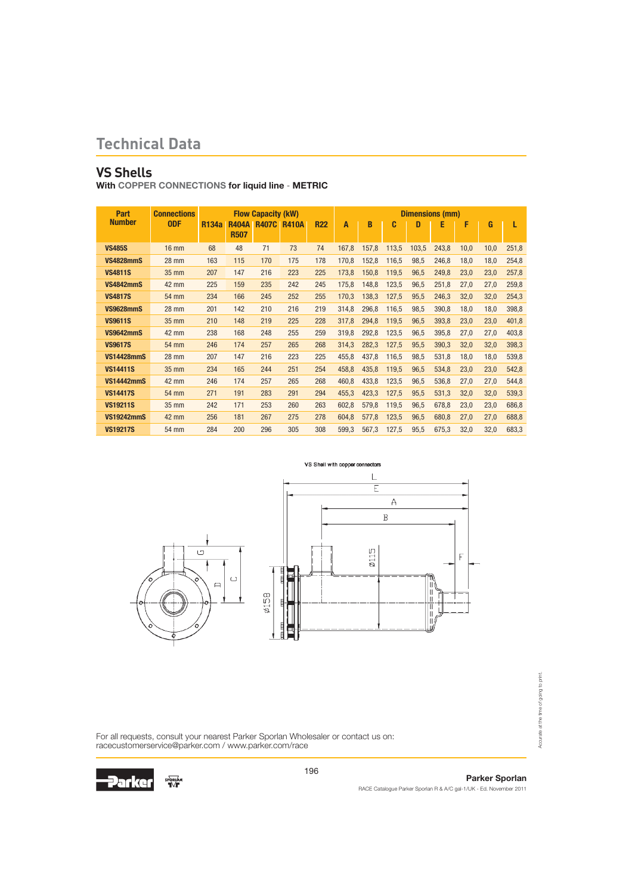# Technical Data

## VS Shells

**With COPPER CONNECTIONS for liquid line - METRIC**

| Part Number | Connections ODF | Flow Capacity (kW) | | | | | Dimensions (mm) | | | | | | | |
|---|---|---|---|---|---|---|---|---|---|---|---|---|---|---|
| | | R134a | R404A R507 | R407C | R410A | R22 | A | B | C | D | E | F | G | L |
| **VS485S** | 16 mm | 68 | 48 | 71 | 73 | 74 | 167,8 | 157,8 | 113,5 | 103,5 | 243,8 | 10,0 | 10,0 | 251,8 |
| **VS4828mmS** | 28 mm | 163 | 115 | 170 | 175 | 178 | 170,8 | 152,8 | 116,5 | 98,5 | 246,8 | 18,0 | 18,0 | 254,8 |
| **VS4811S** | 35 mm | 207 | 147 | 216 | 223 | 225 | 173,8 | 150,8 | 119,5 | 96,5 | 249,8 | 23,0 | 23,0 | 257,8 |
| **VS4842mmS** | 42 mm | 225 | 159 | 235 | 242 | 245 | 175,8 | 148,8 | 123,5 | 96,5 | 251,8 | 27,0 | 27,0 | 259,8 |
| **VS4817S** | 54 mm | 234 | 166 | 245 | 252 | 255 | 170,3 | 138,3 | 127,5 | 95,5 | 246,3 | 32,0 | 32,0 | 254,3 |
| **VS9628mmS** | 28 mm | 201 | 142 | 210 | 216 | 219 | 314,8 | 296,8 | 116,5 | 98,5 | 390,8 | 18,0 | 18,0 | 398,8 |
| **VS9611S** | 35 mm | 210 | 148 | 219 | 225 | 228 | 317,8 | 294,8 | 119,5 | 96,5 | 393,8 | 23,0 | 23,0 | 401,8 |
| **VS9642mmS** | 42 mm | 238 | 168 | 248 | 255 | 259 | 319,8 | 292,8 | 123,5 | 96,5 | 395,8 | 27,0 | 27,0 | 403,8 |
| **VS9617S** | 54 mm | 246 | 174 | 257 | 265 | 268 | 314,3 | 282,3 | 127,5 | 95,5 | 390,3 | 32,0 | 32,0 | 398,3 |
| **VS14428mmS** | 28 mm | 207 | 147 | 216 | 223 | 225 | 455,8 | 437,8 | 116,5 | 98,5 | 531,8 | 18,0 | 18,0 | 539,8 |
| **VS14411S** | 35 mm | 234 | 165 | 244 | 251 | 254 | 458,8 | 435,8 | 119,5 | 96,5 | 534,8 | 23,0 | 23,0 | 542,8 |
| **VS14442mmS** | 42 mm | 246 | 174 | 257 | 265 | 268 | 460,8 | 433,8 | 123,5 | 96,5 | 536,8 | 27,0 | 27,0 | 544,8 |
| **VS14417S** | 54 mm | 271 | 191 | 283 | 291 | 294 | 455,3 | 423,3 | 127,5 | 95,5 | 531,3 | 32,0 | 32,0 | 539,3 |
| **VS19211S** | 35 mm | 242 | 171 | 253 | 260 | 263 | 602,8 | 579,8 | 119,5 | 96,5 | 678,8 | 23,0 | 23,0 | 686,8 |
| **VS19242mmS** | 42 mm | 256 | 181 | 267 | 275 | 278 | 604,8 | 577,8 | 123,5 | 96,5 | 680,8 | 27,0 | 27,0 | 688,8 |
| **VS19217S** | 54 mm | 284 | 200 | 296 | 305 | 308 | 599,3 | 567,3 | 127,5 | 95,5 | 675,3 | 32,0 | 32,0 | 683,3 |

VS Shell with copper connectors

For all requests, consult your nearest Parker Sporlan Wholesaler or contact us on:
racecustomerservice@parker.com / www.parker.com/race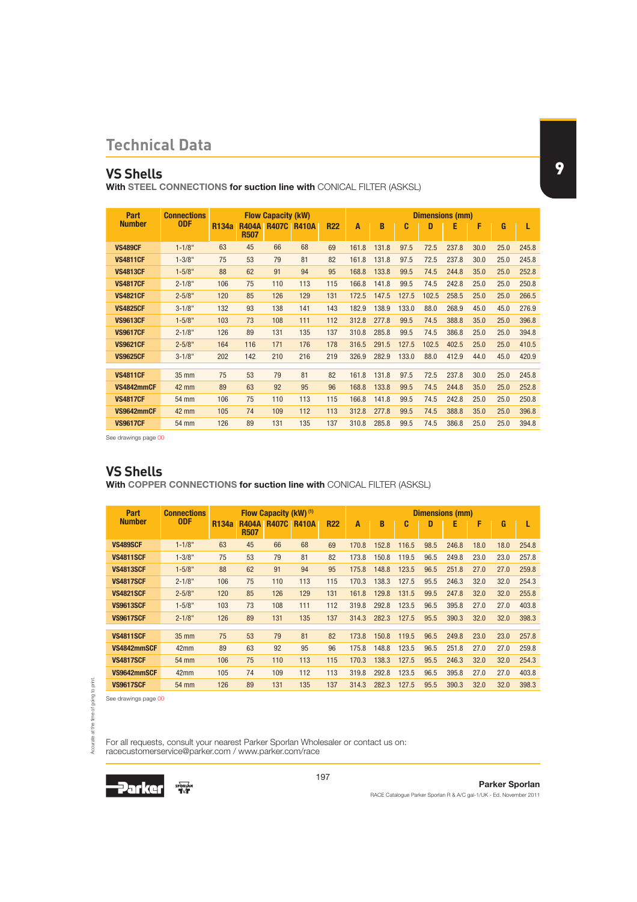# Technical Data

## VS Shells

**With STEEL CONNECTIONS for suction line with** CONICAL FILTER (ASKSL)

| Part Number | Connections ODF | Flow Capacity (kW) | | | | | Dimensions (mm) | | | | | | | |
|---|---|---|---|---|---|---|---|---|---|---|---|---|---|---|
| | | R134a | R404A R507 | R407C | R410A | R22 | A | B | C | D | E | F | G | L |
| **VS489CF** | 1-1/8" | 63 | 45 | 66 | 68 | 69 | 161.8 | 131.8 | 97.5 | 72.5 | 237.8 | 30.0 | 25.0 | 245.8 |
| **VS4811CF** | 1-3/8" | 75 | 53 | 79 | 81 | 82 | 161.8 | 131.8 | 97.5 | 72.5 | 237.8 | 30.0 | 25.0 | 245.8 |
| **VS4813CF** | 1-5/8" | 88 | 62 | 91 | 94 | 95 | 168.8 | 133.8 | 99.5 | 74.5 | 244.8 | 35.0 | 25.0 | 252.8 |
| **VS4817CF** | 2-1/8" | 106 | 75 | 110 | 113 | 115 | 166.8 | 141.8 | 99.5 | 74.5 | 242.8 | 25.0 | 25.0 | 250.8 |
| **VS4821CF** | 2-5/8" | 120 | 85 | 126 | 129 | 131 | 172.5 | 147.5 | 127.5 | 102.5 | 258.5 | 25.0 | 25.0 | 266.5 |
| **VS4825CF** | 3-1/8" | 132 | 93 | 138 | 141 | 143 | 182.9 | 138.9 | 133.0 | 88.0 | 268.9 | 45.0 | 45.0 | 276.9 |
| **VS9613CF** | 1-5/8" | 103 | 73 | 108 | 111 | 112 | 312.8 | 277.8 | 99.5 | 74.5 | 388.8 | 35.0 | 25.0 | 396.8 |
| **VS9617CF** | 2-1/8" | 126 | 89 | 131 | 135 | 137 | 310.8 | 285.8 | 99.5 | 74.5 | 386.8 | 25.0 | 25.0 | 394.8 |
| **VS9621CF** | 2-5/8" | 164 | 116 | 171 | 176 | 178 | 316.5 | 291.5 | 127.5 | 102.5 | 402.5 | 25.0 | 25.0 | 410.5 |
| **VS9625CF** | 3-1/8" | 202 | 142 | 210 | 216 | 219 | 326.9 | 282.9 | 133.0 | 88.0 | 412.9 | 44.0 | 45.0 | 420.9 |
| **VS4811CF** | 35 mm | 75 | 53 | 79 | 81 | 82 | 161.8 | 131.8 | 97.5 | 72.5 | 237.8 | 30.0 | 25.0 | 245.8 |
| **VS4842mmCF** | 42 mm | 89 | 63 | 92 | 95 | 96 | 168.8 | 133.8 | 99.5 | 74.5 | 244.8 | 35.0 | 25.0 | 252.8 |
| **VS4817CF** | 54 mm | 106 | 75 | 110 | 113 | 115 | 166.8 | 141.8 | 99.5 | 74.5 | 242.8 | 25.0 | 25.0 | 250.8 |
| **VS9642mmCF** | 42 mm | 105 | 74 | 109 | 112 | 113 | 312.8 | 277.8 | 99.5 | 74.5 | 388.8 | 35.0 | 25.0 | 396.8 |
| **VS9617CF** | 54 mm | 126 | 89 | 131 | 135 | 137 | 310.8 | 285.8 | 99.5 | 74.5 | 386.8 | 25.0 | 25.0 | 394.8 |

See drawings page 00

## VS Shells

**With COPPER CONNECTIONS for suction line with** CONICAL FILTER (ASKSL)

| Part Number | Connections ODF | Flow Capacity (kW) (1) | | | | | Dimensions (mm) | | | | | | | |
|---|---|---|---|---|---|---|---|---|---|---|---|---|---|---|
| | | R134a | R404A R507 | R407C | R410A | R22 | A | B | C | D | E | F | G | L |
| **VS489SCF** | 1-1/8" | 63 | 45 | 66 | 68 | 69 | 170.8 | 152.8 | 116.5 | 98.5 | 246.8 | 18.0 | 18.0 | 254.8 |
| **VS4811SCF** | 1-3/8" | 75 | 53 | 79 | 81 | 82 | 173.8 | 150.8 | 119.5 | 96.5 | 249.8 | 23.0 | 23.0 | 257.8 |
| **VS4813SCF** | 1-5/8" | 88 | 62 | 91 | 94 | 95 | 175.8 | 148.8 | 123.5 | 96.5 | 251.8 | 27.0 | 27.0 | 259.8 |
| **VS4817SCF** | 2-1/8" | 106 | 75 | 110 | 113 | 115 | 170.3 | 138.3 | 127.5 | 95.5 | 246.3 | 32.0 | 32.0 | 254.3 |
| **VS4821SCF** | 2-5/8" | 120 | 85 | 126 | 129 | 131 | 161.8 | 129.8 | 131.5 | 99.5 | 247.8 | 32.0 | 32.0 | 255.8 |
| **VS9613SCF** | 1-5/8" | 103 | 73 | 108 | 111 | 112 | 319.8 | 292.8 | 123.5 | 96.5 | 395.8 | 27.0 | 27.0 | 403.8 |
| **VS9617SCF** | 2-1/8" | 126 | 89 | 131 | 135 | 137 | 314.3 | 282.3 | 127.5 | 95.5 | 390.3 | 32.0 | 32.0 | 398.3 |
| **VS4811SCF** | 35 mm | 75 | 53 | 79 | 81 | 82 | 173.8 | 150.8 | 119.5 | 96.5 | 249.8 | 23.0 | 23.0 | 257.8 |
| **VS4842mmSCF** | 42mm | 89 | 63 | 92 | 95 | 96 | 175.8 | 148.8 | 123.5 | 96.5 | 251.8 | 27.0 | 27.0 | 259.8 |
| **VS4817SCF** | 54 mm | 106 | 75 | 110 | 113 | 115 | 170.3 | 138.3 | 127.5 | 95.5 | 246.3 | 32.0 | 32.0 | 254.3 |
| **VS9642mmSCF** | 42mm | 105 | 74 | 109 | 112 | 113 | 319.8 | 292.8 | 123.5 | 96.5 | 395.8 | 27.0 | 27.0 | 403.8 |
| **VS9617SCF** | 54 mm | 126 | 89 | 131 | 135 | 137 | 314.3 | 282.3 | 127.5 | 95.5 | 390.3 | 32.0 | 32.0 | 398.3 |

See drawings page 00

For all requests, consult your nearest Parker Sporlan Wholesaler or contact us on:
racecustomerservice@parker.com / www.parker.com/race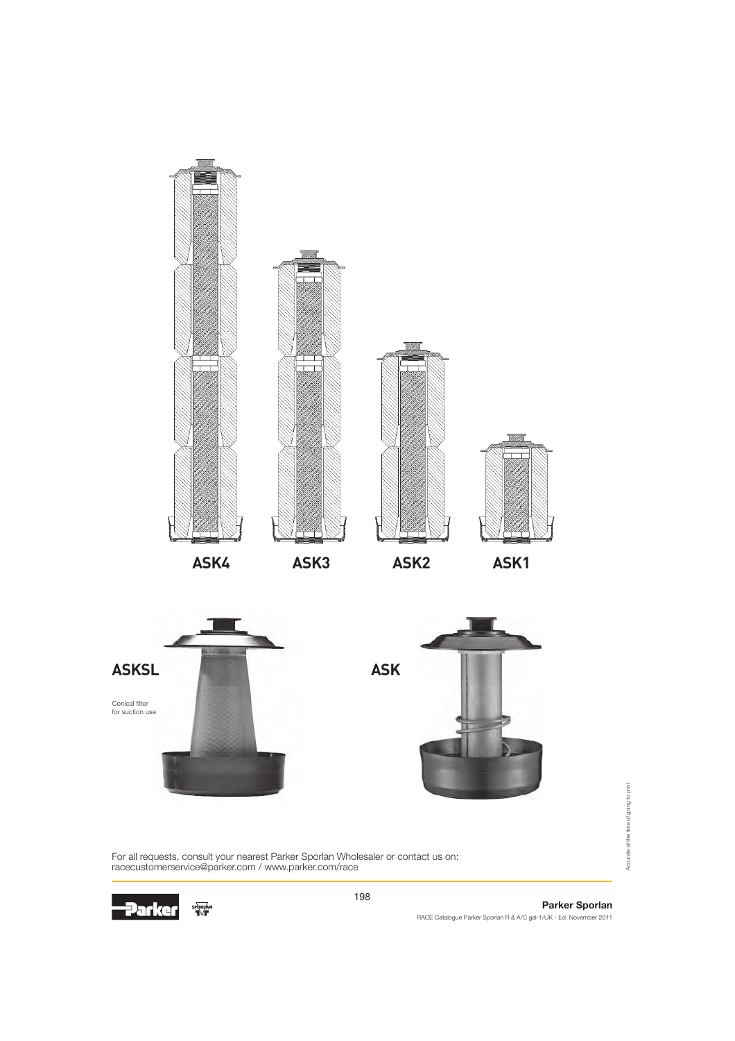ASK4

ASK3

ASK2

ASK1

**ASKSL**

Conical filter
for suction use

**ASK**

For all requests, consult your nearest Parker Sporlan Wholesaler or contact us on:
racecustomerservice@parker.com / www.parker.com/race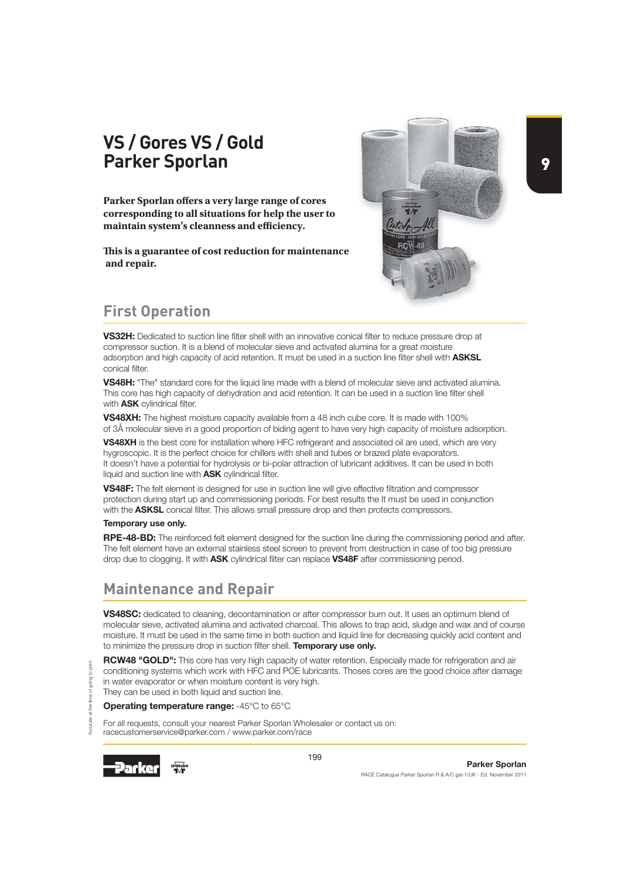# VS / Gores VS / Gold
# Parker Sporlan

**Parker Sporlan offers a very large range of cores corresponding to all situations for help the user to maintain system's cleanness and efficiency.**

**This is a guarantee of cost reduction for maintenance and repair.**

## First Operation

**VS32H:** Dedicated to suction line filter shell with an innovative conical filter to reduce pressure drop at compressor suction. It is a blend of molecular sieve and activated alumina for a great moisture adsorption and high capacity of acid retention. It must be used in a suction line filter shell with **ASKSL** conical filter.

**VS48H:** "The" standard core for the liquid line made with a blend of molecular sieve and activated alumina. This core has high capacity of dehydration and acid retention. It can be used in a suction line filter shell with **ASK** cylindrical filter.

**VS48XH:** The highest moisture capacity available from a 48 inch cube core. It is made with 100% of 3Å molecular sieve in a good proportion of biding agent to have very high capacity of moisture adsorption.

**VS48XH** is the best core for installation where HFC refrigerant and associated oil are used, which are very hygroscopic. It is the perfect choice for chillers with shell and tubes or brazed plate evaporators. It doesn't have a potential for hydrolysis or bi-polar attraction of lubricant additives. It can be used in both liquid and suction line with **ASK** cylindrical filter.

**VS48F:** The felt element is designed for use in suction line will give effective filtration and compressor protection during start up and commissioning periods. For best results the It must be used in conjunction with the **ASKSL** conical filter. This allows small pressure drop and then protects compressors.

**Temporary use only.**

**RPE-48-BD:** The reinforced felt element designed for the suction line during the commissioning period and after. The felt element have an external stainless steel screen to prevent from destruction in case of too big pressure drop due to clogging. It with **ASK** cylindrical filter can replace **VS48F** after commissioning period.

## Maintenance and Repair

**VS48SC:** dedicated to cleaning, decontamination or after compressor burn out. It uses an optimum blend of molecular sieve, activated alumina and activated charcoal. This allows to trap acid, sludge and wax and of course moisture. It must be used in the same time in both suction and liquid line for decreasing quickly acid content and to minimize the pressure drop in suction filter shell. **Temporary use only.**

**RCW48 "GOLD":** This core has very high capacity of water retention. Especially made for refrigeration and air conditioning systems which work with HFC and POE lubricants. Thoses cores are the good choice after damage in water evaporator or when moisture content is very high.
They can be used in both liquid and suction line.

**Operating temperature range:** -45°C to 65°C

For all requests, consult your nearest Parker Sporlan Wholesaler or contact us on:
racecustomerservice@parker.com / www.parker.com/race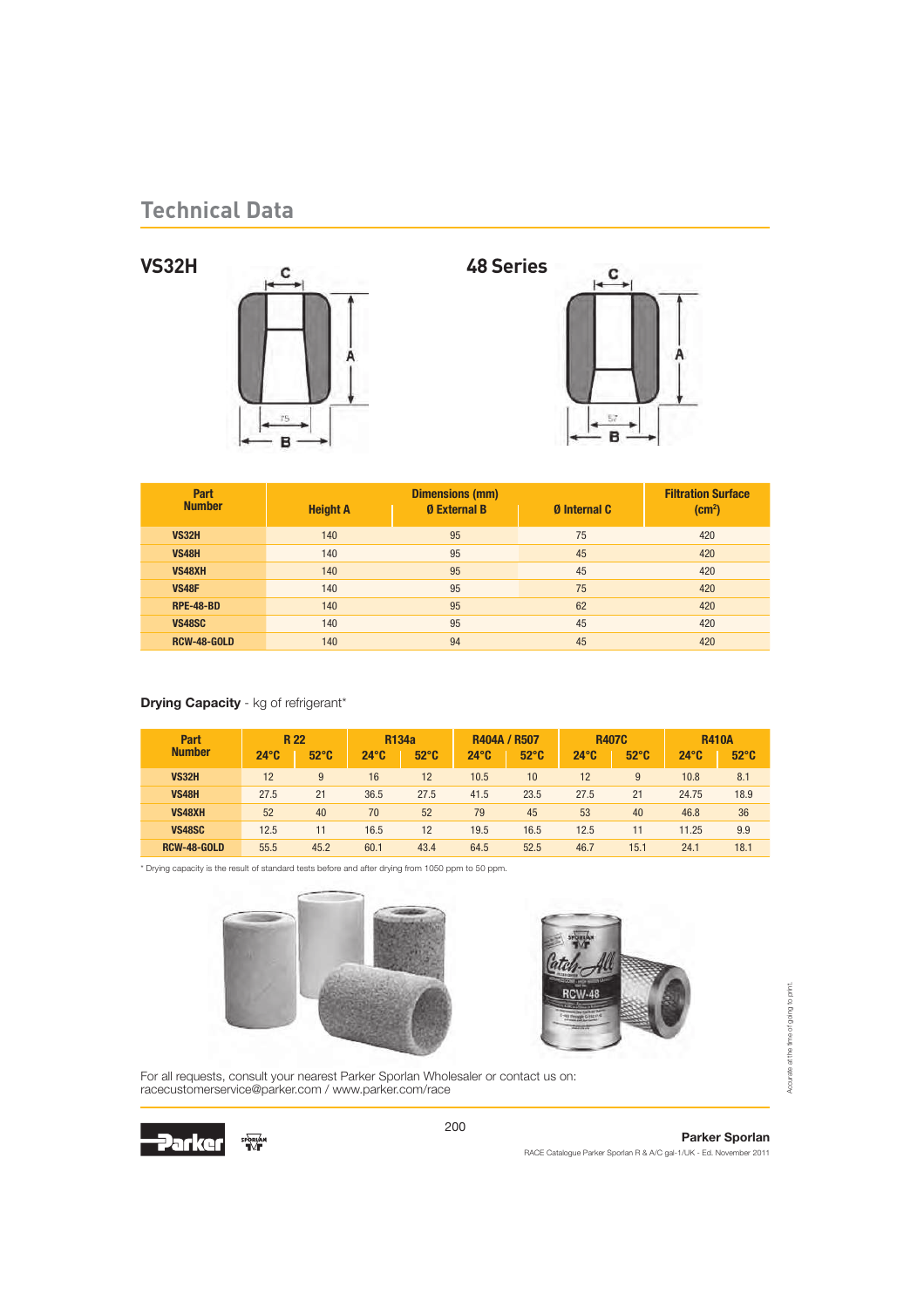# Technical Data

## VS32H

## 48 Series

| Part Number | Dimensions (mm) | | | Filtration Surface ($cm^2$) |
|---|---|---|---|---|
| | Height A | Ø External B | Ø Internal C | |
| VS32H | 140 | 95 | 75 | 420 |
| VS48H | 140 | 95 | 45 | 420 |
| VS48XH | 140 | 95 | 45 | 420 |
| VS48F | 140 | 95 | 75 | 420 |
| RPE-48-BD | 140 | 95 | 62 | 420 |
| VS48SC | 140 | 95 | 45 | 420 |
| RCW-48-GOLD | 140 | 94 | 45 | 420 |

**Drying Capacity** - kg of refrigerant*

| Part Number | R 22 | | R134a | | R404A / R507 | | R407C | | R410A | |
|---|---|---|---|---|---|---|---|---|---|---|
| | 24°C | 52°C | 24°C | 52°C | 24°C | 52°C | 24°C | 52°C | 24°C | 52°C |
| VS32H | 12 | 9 | 16 | 12 | 10.5 | 10 | 12 | 9 | 10.8 | 8.1 |
| VS48H | 27.5 | 21 | 36.5 | 27.5 | 41.5 | 23.5 | 27.5 | 21 | 24.75 | 18.9 |
| VS48XH | 52 | 40 | 70 | 52 | 79 | 45 | 53 | 40 | 46.8 | 36 |
| VS48SC | 12.5 | 11 | 16.5 | 12 | 19.5 | 16.5 | 12.5 | 11 | 11.25 | 9.9 |
| RCW-48-GOLD | 55.5 | 45.2 | 60.1 | 43.4 | 64.5 | 52.5 | 46.7 | 15.1 | 24.1 | 18.1 |

\* Drying capacity is the result of standard tests before and after drying from 1050 ppm to 50 ppm.

For all requests, consult your nearest Parker Sporlan Wholesaler or contact us on:
racecustomerservice@parker.com / www.parker.com/race

Accurate at the time of going to print.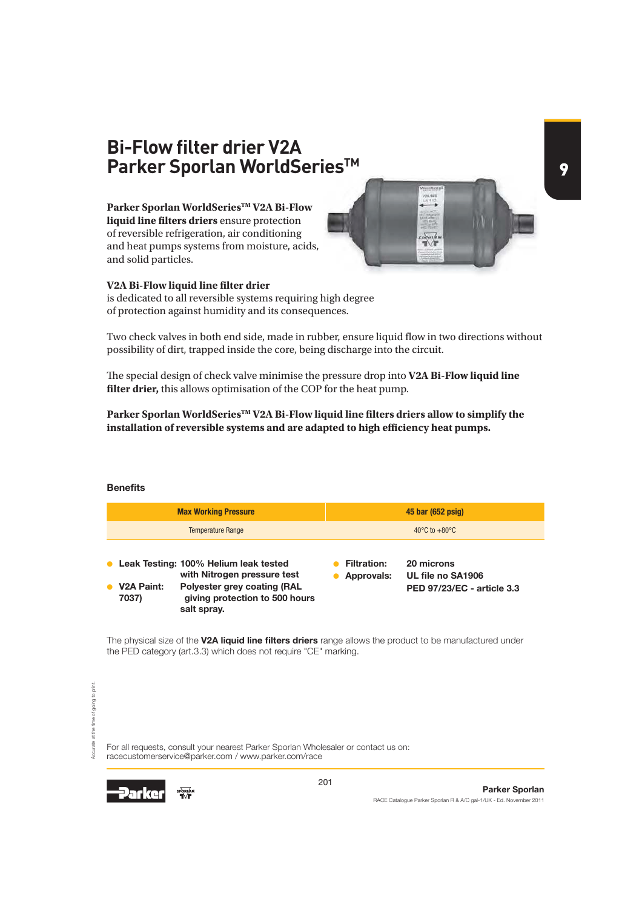# Bi-Flow filter drier V2A Parker Sporlan WorldSeries™

**Parker Sporlan WorldSeries™ V2A Bi-Flow liquid line filters driers** ensure protection of reversible refrigeration, air conditioning and heat pumps systems from moisture, acids, and solid particles.

**V2A Bi-Flow liquid line filter drier**
is dedicated to all reversible systems requiring high degree of protection against humidity and its consequences.

Two check valves in both end side, made in rubber, ensure liquid flow in two directions without possibility of dirt, trapped inside the core, being discharge into the circuit.

The special design of check valve minimise the pressure drop into **V2A Bi-Flow liquid line filter drier,** this allows optimisation of the COP for the heat pump.

**Parker Sporlan WorldSeries™ V2A Bi-Flow liquid line filters driers allow to simplify the installation of reversible systems and are adapted to high efficiency heat pumps.**

### Benefits

| Max Working Pressure | 45 bar (652 psig) |
|---|---|
| Temperature Range | 40°C to +80°C |

- **Leak Testing:** **100% Helium leak tested with Nitrogen pressure test**
- **V2A Paint:** **Polyester grey coating (RAL 7037) giving protection to 500 hours salt spray.**
- **Filtration:** **20 microns**
- **Approvals:** **UL file no SA1906**
  **PED 97/23/EC - article 3.3**

The physical size of the **V2A liquid line filters driers** range allows the product to be manufactured under the PED category (art.3.3) which does not require "CE" marking.

For all requests, consult your nearest Parker Sporlan Wholesaler or contact us on:
racecustomerservice@parker.com / www.parker.com/race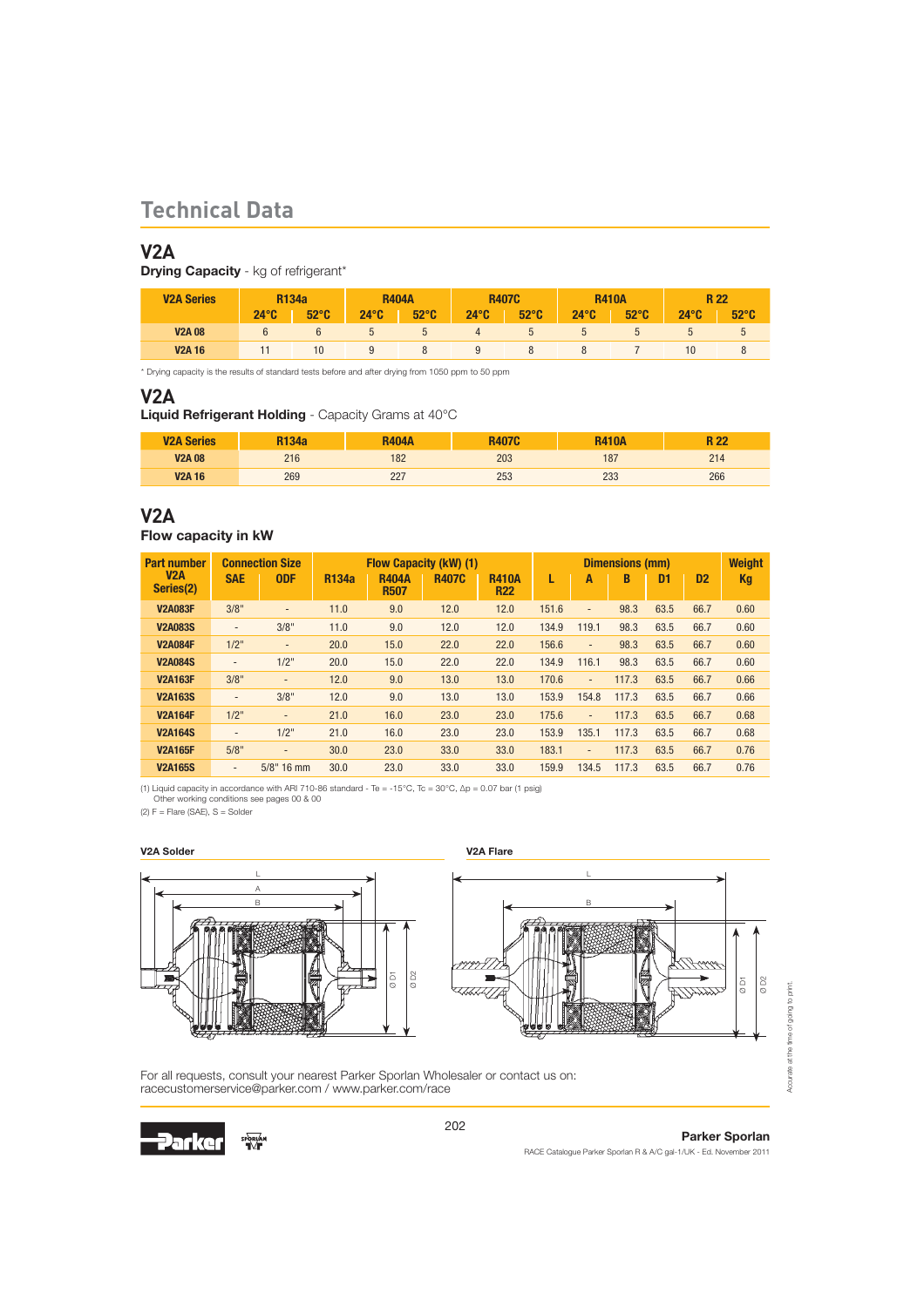# Technical Data

## V2A

**Drying Capacity** - kg of refrigerant*

| V2A Series | R134a | | R404A | | R407C | | R410A | | R 22 | |
|---|---|---|---|---|---|---|---|---|---|---|
| | 24°C | 52°C | 24°C | 52°C | 24°C | 52°C | 24°C | 52°C | 24°C | 52°C |
| V2A 08 | 6 | 6 | 5 | 5 | 4 | 5 | 5 | 5 | 5 | 5 |
| V2A 16 | 11 | 10 | 9 | 8 | 9 | 8 | 8 | 7 | 10 | 8 |

\* Drying capacity is the results of standard tests before and after drying from 1050 ppm to 50 ppm

## V2A

**Liquid Refrigerant Holding** - Capacity Grams at 40°C

| V2A Series | R134a | R404A | R407C | R410A | R 22 |
|---|---|---|---|---|---|
| V2A 08 | 216 | 182 | 203 | 187 | 214 |
| V2A 16 | 269 | 227 | 253 | 233 | 266 |

## V2A

**Flow capacity in kW**

| Part number V2A Series(2) | Connection Size | | Flow Capacity (kW) (1) | | | | Dimensions (mm) | | | | | Weight |
|---|---|---|---|---|---|---|---|---|---|---|---|---|
| | SAE | ODF | R134a | R404A R507 | R407C | R410A R22 | L | A | B | D1 | D2 | Kg |
| V2A083F | 3/8" | - | 11.0 | 9.0 | 12.0 | 12.0 | 151.6 | - | 98.3 | 63.5 | 66.7 | 0.60 |
| V2A083S | - | 3/8" | 11.0 | 9.0 | 12.0 | 12.0 | 134.9 | 119.1 | 98.3 | 63.5 | 66.7 | 0.60 |
| V2A084F | 1/2" | - | 20.0 | 15.0 | 22.0 | 22.0 | 156.6 | - | 98.3 | 63.5 | 66.7 | 0.60 |
| V2A084S | - | 1/2" | 20.0 | 15.0 | 22.0 | 22.0 | 134.9 | 116.1 | 98.3 | 63.5 | 66.7 | 0.60 |
| V2A163F | 3/8" | - | 12.0 | 9.0 | 13.0 | 13.0 | 170.6 | - | 117.3 | 63.5 | 66.7 | 0.66 |
| V2A163S | - | 3/8" | 12.0 | 9.0 | 13.0 | 13.0 | 153.9 | 154.8 | 117.3 | 63.5 | 66.7 | 0.66 |
| V2A164F | 1/2" | - | 21.0 | 16.0 | 23.0 | 23.0 | 175.6 | - | 117.3 | 63.5 | 66.7 | 0.68 |
| V2A164S | - | 1/2" | 21.0 | 16.0 | 23.0 | 23.0 | 153.9 | 135.1 | 117.3 | 63.5 | 66.7 | 0.68 |
| V2A165F | 5/8" | - | 30.0 | 23.0 | 33.0 | 33.0 | 183.1 | - | 117.3 | 63.5 | 66.7 | 0.76 |
| V2A165S | - | 5/8" 16 mm | 30.0 | 23.0 | 33.0 | 33.0 | 159.9 | 134.5 | 117.3 | 63.5 | 66.7 | 0.76 |

(1) Liquid capacity in accordance with ARI 710-86 standard - Te = -15°C, Tc = 30°C, Δp = 0.07 bar (1 psig)
Other working conditions see pages 00 & 00

(2) F = Flare (SAE), S = Solder

**V2A Solder**

L
A
B
Ø D1
Ø D2

**V2A Flare**

L
B
Ø D1
Ø D2

For all requests, consult your nearest Parker Sporlan Wholesaler or contact us on:
racecustomerservice@parker.com / www.parker.com/race

Accurate at the time of going to print.